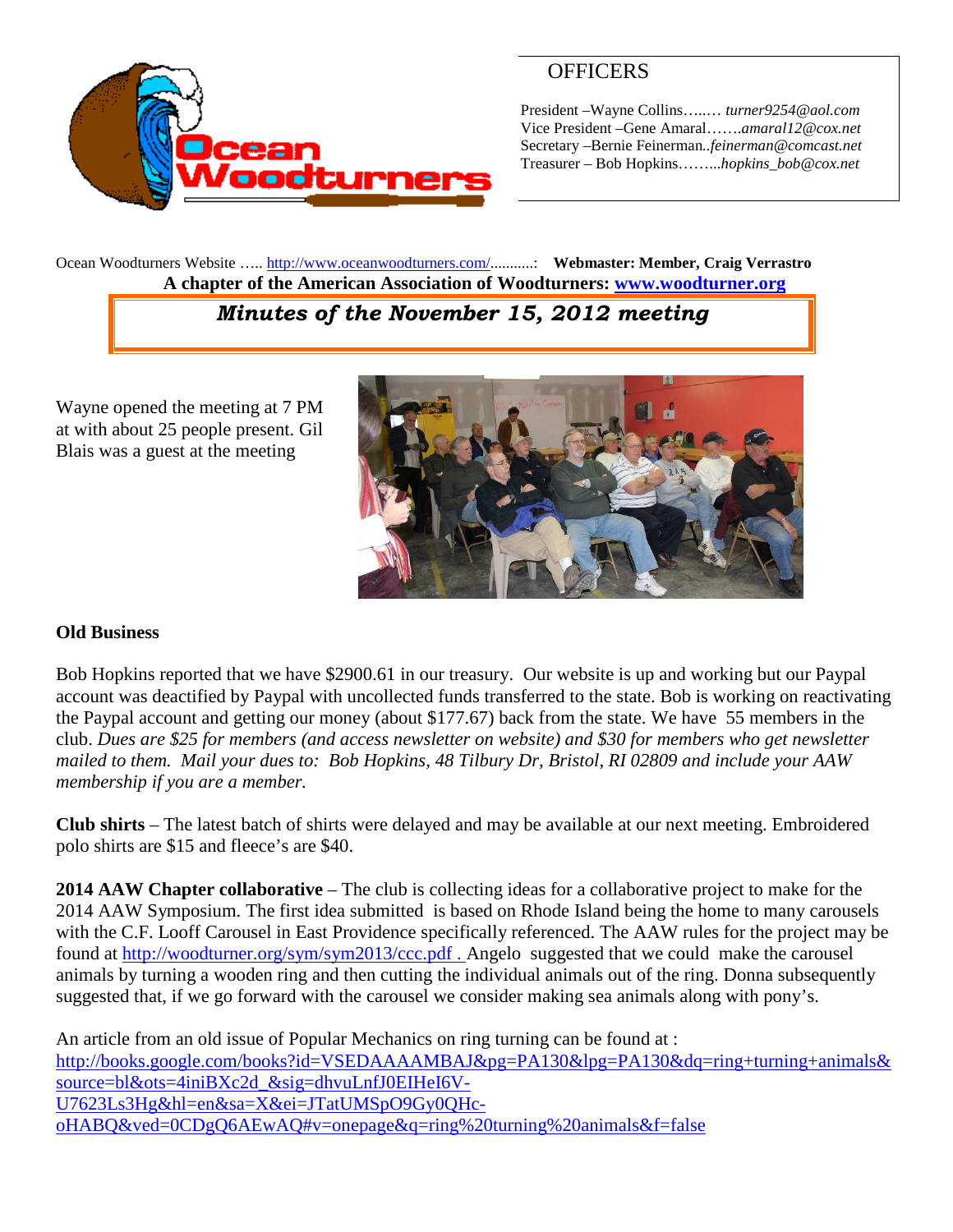# OFFICERS

President –Wayne Collins…..… *turner9254@aol.com*
Vice President –Gene Amaral…….*amaral12@cox.net*
Secretary –Bernie Feinerman..*feinerman@comcast.net*
Treasurer – Bob Hopkins……...*hopkins_bob@cox.net*

Ocean Woodturners Website ….. http://www.oceanwoodturners.com/..........: **Webmaster: Member, Craig Verrastro**

**A chapter of the American Association of Woodturners: www.woodturner.org**

## *Minutes of the November 15, 2012 meeting*

Wayne opened the meeting at 7 PM at with about 25 people present. Gil Blais was a guest at the meeting

**Old Business**

Bob Hopkins reported that we have $2900.61 in our treasury. Our website is up and working but our Paypal account was deactified by Paypal with uncollected funds transferred to the state. Bob is working on reactivating the Paypal account and getting our money (about $177.67) back from the state. We have 55 members in the club. *Dues are $25 for members (and access newsletter on website) and $30 for members who get newsletter mailed to them. Mail your dues to: Bob Hopkins, 48 Tilbury Dr, Bristol, RI 02809 and include your AAW membership if you are a member.*

**Club shirts** – The latest batch of shirts were delayed and may be available at our next meeting. Embroidered polo shirts are $15 and fleece's are $40.

**2014 AAW Chapter collaborative** – The club is collecting ideas for a collaborative project to make for the 2014 AAW Symposium. The first idea submitted is based on Rhode Island being the home to many carousels with the C.F. Looff Carousel in East Providence specifically referenced. The AAW rules for the project may be found at http://woodturner.org/sym/sym2013/ccc.pdf . Angelo suggested that we could make the carousel animals by turning a wooden ring and then cutting the individual animals out of the ring. Donna subsequently suggested that, if we go forward with the carousel we consider making sea animals along with pony's.

An article from an old issue of Popular Mechanics on ring turning can be found at :
http://books.google.com/books?id=VSEDAAAAMBAJ&pg=PA130&lpg=PA130&dq=ring+turning+animals&source=bl&ots=4iniBXc2d_&sig=dhvuLnfJ0EIHeI6V-U7623Ls3Hg&hl=en&sa=X&ei=JTatUMSpO9Gy0QHc-oHABQ&ved=0CDgQ6AEwAQ#v=onepage&q=ring%20turning%20animals&f=false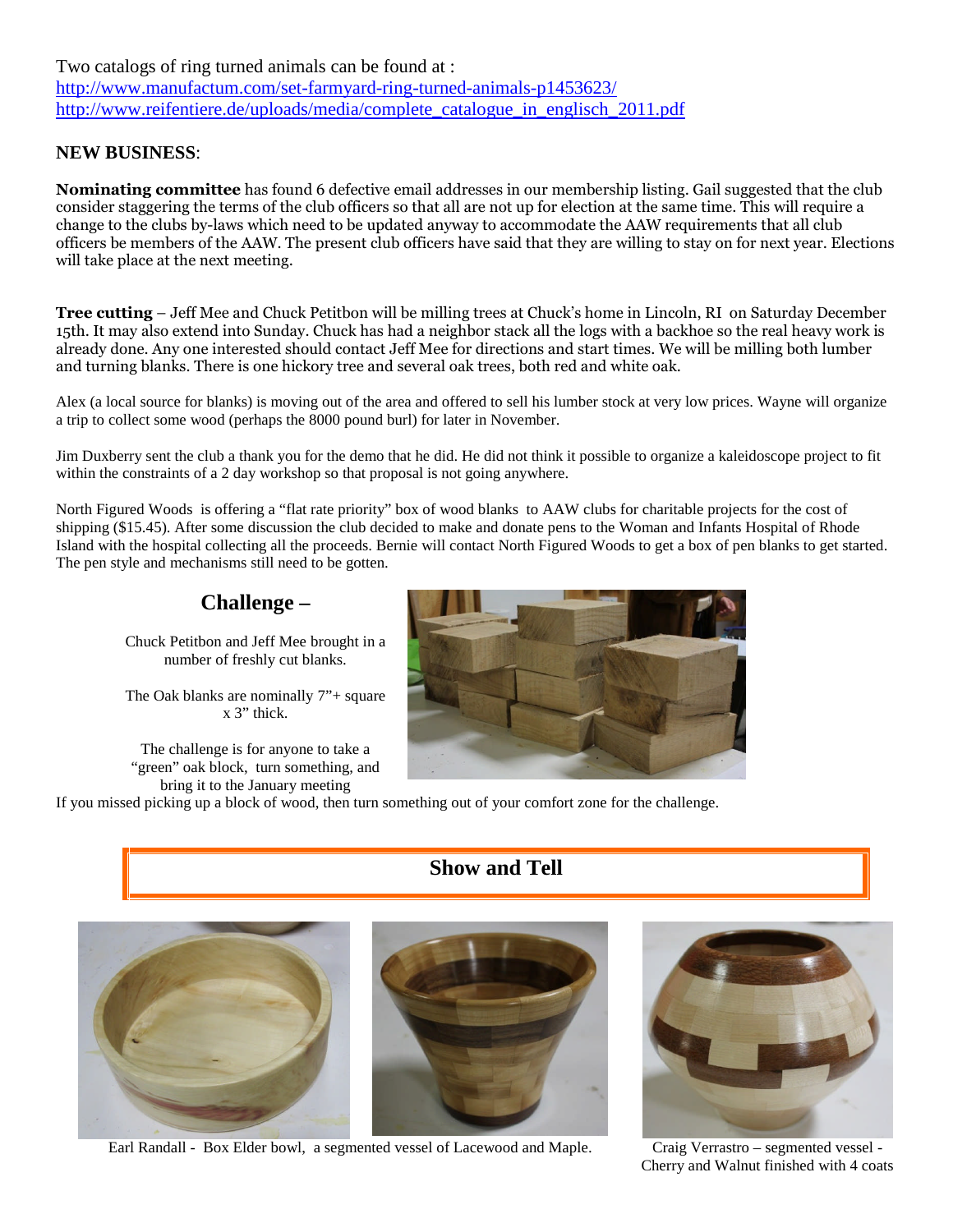Two catalogs of ring turned animals can be found at :
http://www.manufactum.com/set-farmyard-ring-turned-animals-p1453623/
http://www.reifentiere.de/uploads/media/complete_catalogue_in_englisch_2011.pdf

## NEW BUSINESS:

**Nominating committee** has found 6 defective email addresses in our membership listing. Gail suggested that the club consider staggering the terms of the club officers so that all are not up for election at the same time. This will require a change to the clubs by-laws which need to be updated anyway to accommodate the AAW requirements that all club officers be members of the AAW. The present club officers have said that they are willing to stay on for next year. Elections will take place at the next meeting.

**Tree cutting** – Jeff Mee and Chuck Petitbon will be milling trees at Chuck's home in Lincoln, RI on Saturday December 15th. It may also extend into Sunday. Chuck has had a neighbor stack all the logs with a backhoe so the real heavy work is already done. Any one interested should contact Jeff Mee for directions and start times. We will be milling both lumber and turning blanks. There is one hickory tree and several oak trees, both red and white oak.

Alex (a local source for blanks) is moving out of the area and offered to sell his lumber stock at very low prices. Wayne will organize a trip to collect some wood (perhaps the 8000 pound burl) for later in November.

Jim Duxberry sent the club a thank you for the demo that he did. He did not think it possible to organize a kaleidoscope project to fit within the constraints of a 2 day workshop so that proposal is not going anywhere.

North Figured Woods is offering a "flat rate priority" box of wood blanks to AAW clubs for charitable projects for the cost of shipping ($15.45). After some discussion the club decided to make and donate pens to the Woman and Infants Hospital of Rhode Island with the hospital collecting all the proceeds. Bernie will contact North Figured Woods to get a box of pen blanks to get started. The pen style and mechanisms still need to be gotten.

## Challenge –

Chuck Petitbon and Jeff Mee brought in a number of freshly cut blanks.

The Oak blanks are nominally 7"+ square x 3" thick.

The challenge is for anyone to take a "green" oak block, turn something, and bring it to the January meeting

If you missed picking up a block of wood, then turn something out of your comfort zone for the challenge.

## Show and Tell

Earl Randall - Box Elder bowl, a segmented vessel of Lacewood and Maple.

Craig Verrastro – segmented vessel - Cherry and Walnut finished with 4 coats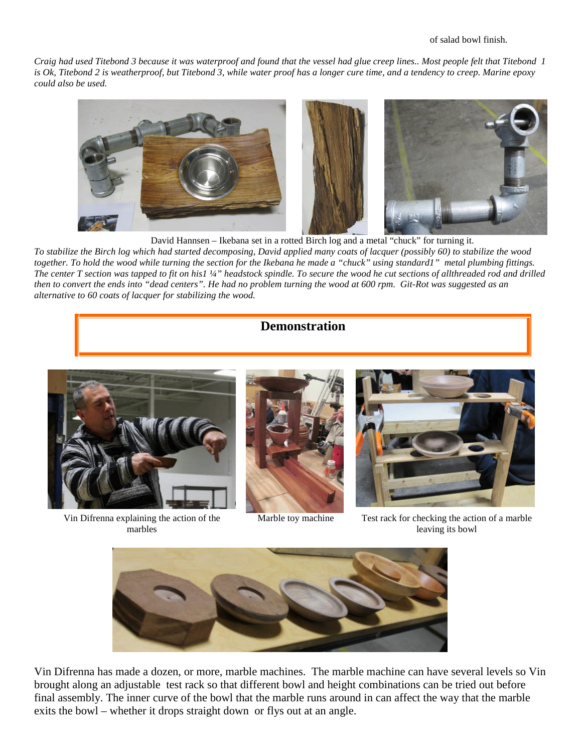of salad bowl finish.

*Craig had used Titebond 3 because it was waterproof and found that the vessel had glue creep lines.. Most people felt that Titebond 1 is Ok, Titebond 2 is weatherproof, but Titebond 3, while water proof has a longer cure time, and a tendency to creep. Marine epoxy could also be used.*

David Hannsen – Ikebana set in a rotted Birch log and a metal "chuck" for turning it.

*To stabilize the Birch log which had started decomposing, David applied many coats of lacquer (possibly 60) to stabilize the wood together. To hold the wood while turning the section for the Ikebana he made a "chuck" using standard1" metal plumbing fittings. The center T section was tapped to fit on his1 ¼" headstock spindle. To secure the wood he cut sections of allthreaded rod and drilled then to convert the ends into "dead centers". He had no problem turning the wood at 600 rpm. Git-Rot was suggested as an alternative to 60 coats of lacquer for stabilizing the wood.*

## Demonstration

Vin Difrenna explaining the action of the marbles

Marble toy machine

Test rack for checking the action of a marble leaving its bowl

Vin Difrenna has made a dozen, or more, marble machines. The marble machine can have several levels so Vin brought along an adjustable test rack so that different bowl and height combinations can be tried out before final assembly. The inner curve of the bowl that the marble runs around in can affect the way that the marble exits the bowl – whether it drops straight down or flys out at an angle.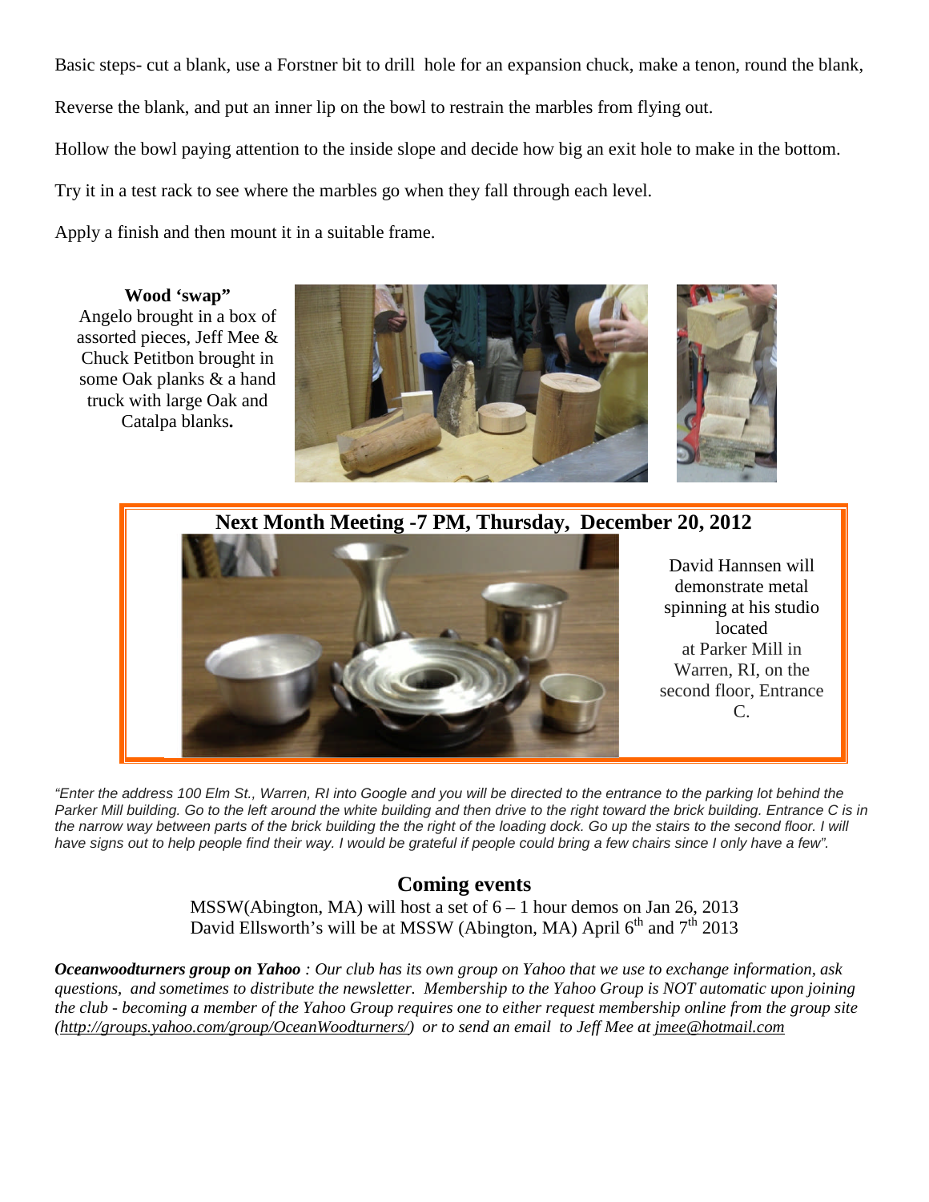Basic steps- cut a blank, use a Forstner bit to drill hole for an expansion chuck, make a tenon, round the blank,

Reverse the blank, and put an inner lip on the bowl to restrain the marbles from flying out.

Hollow the bowl paying attention to the inside slope and decide how big an exit hole to make in the bottom.

Try it in a test rack to see where the marbles go when they fall through each level.

Apply a finish and then mount it in a suitable frame.

**Wood 'swap"**

Angelo brought in a box of assorted pieces, Jeff Mee & Chuck Petitbon brought in some Oak planks & a hand truck with large Oak and Catalpa blanks**.**

## Next Month Meeting -7 PM, Thursday, December 20, 2012

David Hannsen will demonstrate metal spinning at his studio located at Parker Mill in Warren, RI, on the second floor, Entrance C.

*"Enter the address 100 Elm St., Warren, RI into Google and you will be directed to the entrance to the parking lot behind the Parker Mill building. Go to the left around the white building and then drive to the right toward the brick building. Entrance C is in the narrow way between parts of the brick building the the right of the loading dock. Go up the stairs to the second floor. I will have signs out to help people find their way. I would be grateful if people could bring a few chairs since I only have a few".*

## Coming events

MSSW(Abington, MA) will host a set of 6 – 1 hour demos on Jan 26, 2013
David Ellsworth's will be at MSSW (Abington, MA) April 6th and 7th 2013

***Oceanwoodturners group on Yahoo** : Our club has its own group on Yahoo that we use to exchange information, ask questions, and sometimes to distribute the newsletter. Membership to the Yahoo Group is NOT automatic upon joining the club - becoming a member of the Yahoo Group requires one to either request membership online from the group site (http://groups.yahoo.com/group/OceanWoodturners/) or to send an email to Jeff Mee at jmee@hotmail.com*